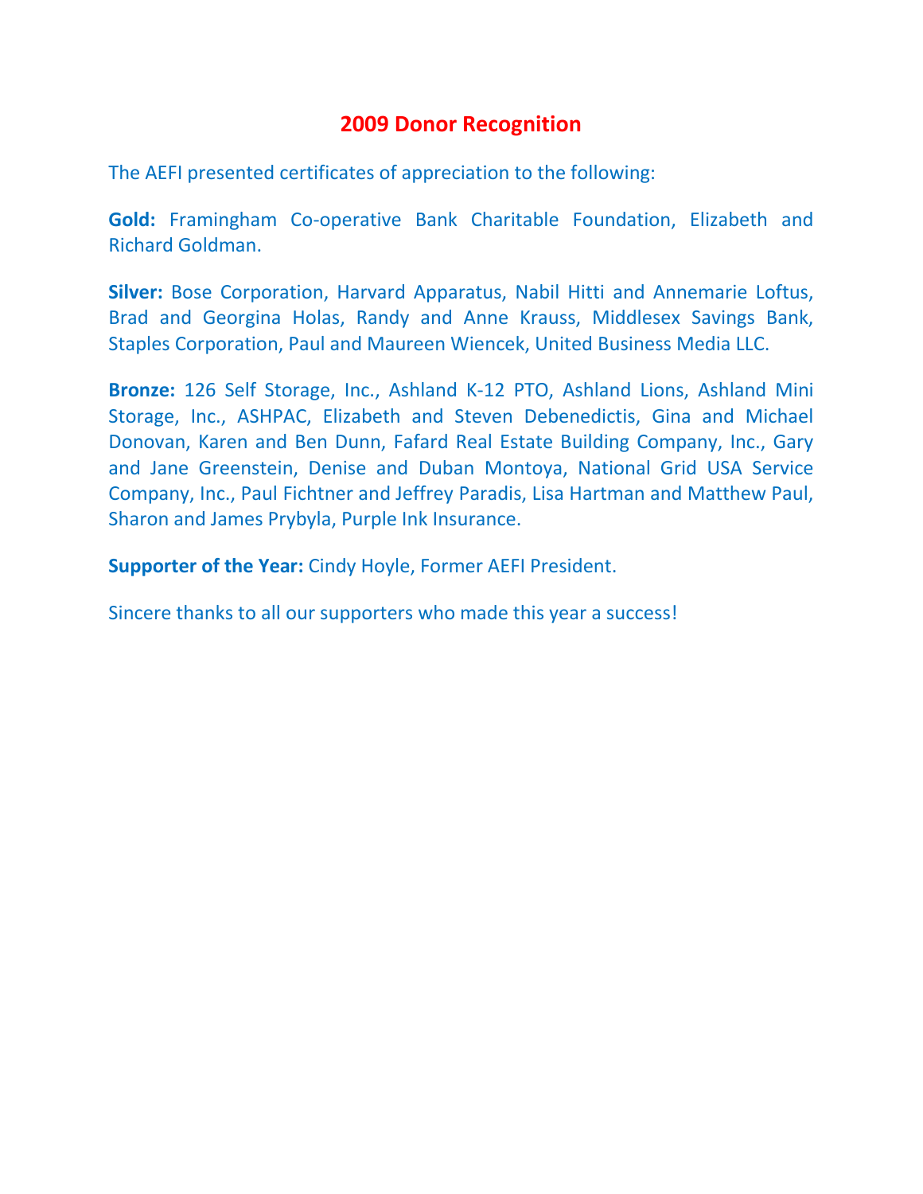# 2009 Donor Recognition

The AEFI presented certificates of appreciation to the following:

**Gold:** Framingham Co-operative Bank Charitable Foundation, Elizabeth and Richard Goldman.

**Silver:** Bose Corporation, Harvard Apparatus, Nabil Hitti and Annemarie Loftus, Brad and Georgina Holas, Randy and Anne Krauss, Middlesex Savings Bank, Staples Corporation, Paul and Maureen Wiencek, United Business Media LLC.

**Bronze:** 126 Self Storage, Inc., Ashland K-12 PTO, Ashland Lions, Ashland Mini Storage, Inc., ASHPAC, Elizabeth and Steven Debenedictis, Gina and Michael Donovan, Karen and Ben Dunn, Fafard Real Estate Building Company, Inc., Gary and Jane Greenstein, Denise and Duban Montoya, National Grid USA Service Company, Inc., Paul Fichtner and Jeffrey Paradis, Lisa Hartman and Matthew Paul, Sharon and James Prybyla, Purple Ink Insurance.

**Supporter of the Year:** Cindy Hoyle, Former AEFI President.

Sincere thanks to all our supporters who made this year a success!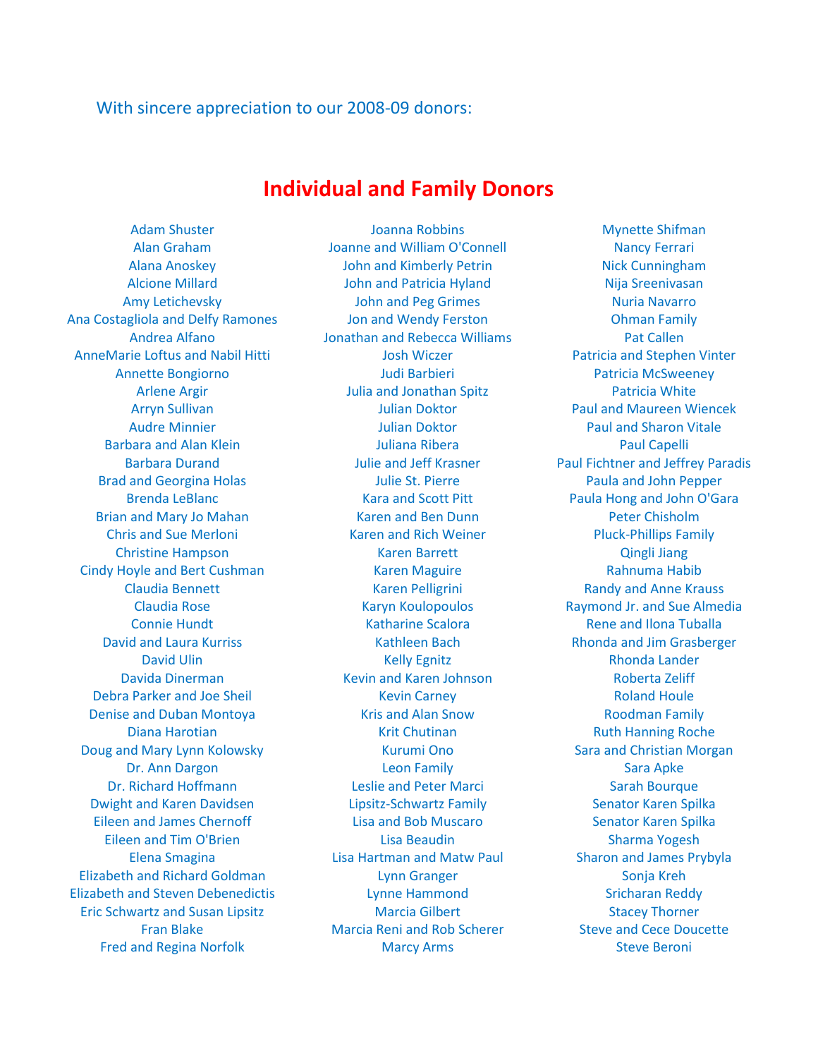With sincere appreciation to our 2008-09 donors:

# Individual and Family Donors

Adam Shuster
Alan Graham
Alana Anoskey
Alcione Millard
Amy Letichevsky
Ana Costagliola and Delfy Ramones
Andrea Alfano
AnneMarie Loftus and Nabil Hitti
Annette Bongiorno
Arlene Argir
Arryn Sullivan
Audre Minnier
Barbara and Alan Klein
Barbara Durand
Brad and Georgina Holas
Brenda LeBlanc
Brian and Mary Jo Mahan
Chris and Sue Merloni
Christine Hampson
Cindy Hoyle and Bert Cushman
Claudia Bennett
Claudia Rose
Connie Hundt
David and Laura Kurriss
David Ulin
Davida Dinerman
Debra Parker and Joe Sheil
Denise and Duban Montoya
Diana Harotian
Doug and Mary Lynn Kolowsky
Dr. Ann Dargon
Dr. Richard Hoffmann
Dwight and Karen Davidsen
Eileen and James Chernoff
Eileen and Tim O'Brien
Elena Smagina
Elizabeth and Richard Goldman
Elizabeth and Steven Debenedictis
Eric Schwartz and Susan Lipsitz
Fran Blake
Fred and Regina Norfolk

Joanna Robbins
Joanne and William O'Connell
John and Kimberly Petrin
John and Patricia Hyland
John and Peg Grimes
Jon and Wendy Ferston
Jonathan and Rebecca Williams
Josh Wiczer
Judi Barbieri
Julia and Jonathan Spitz
Julian Doktor
Julian Doktor
Juliana Ribera
Julie and Jeff Krasner
Julie St. Pierre
Kara and Scott Pitt
Karen and Ben Dunn
Karen and Rich Weiner
Karen Barrett
Karen Maguire
Karen Pelligrini
Karyn Koulopoulos
Katharine Scalora
Kathleen Bach
Kelly Egnitz
Kevin and Karen Johnson
Kevin Carney
Kris and Alan Snow
Krit Chutinan
Kurumi Ono
Leon Family
Leslie and Peter Marci
Lipsitz-Schwartz Family
Lisa and Bob Muscaro
Lisa Beaudin
Lisa Hartman and Matw Paul
Lynn Granger
Lynne Hammond
Marcia Gilbert
Marcia Reni and Rob Scherer
Marcy Arms

Mynette Shifman
Nancy Ferrari
Nick Cunningham
Nija Sreenivasan
Nuria Navarro
Ohman Family
Pat Callen
Patricia and Stephen Vinter
Patricia McSweeney
Patricia White
Paul and Maureen Wiencek
Paul and Sharon Vitale
Paul Capelli
Paul Fichtner and Jeffrey Paradis
Paula and John Pepper
Paula Hong and John O'Gara
Peter Chisholm
Pluck-Phillips Family
Qingli Jiang
Rahnuma Habib
Randy and Anne Krauss
Raymond Jr. and Sue Almedia
Rene and Ilona Tuballa
Rhonda and Jim Grasberger
Rhonda Lander
Roberta Zeliff
Roland Houle
Roodman Family
Ruth Hanning Roche
Sara and Christian Morgan
Sara Apke
Sarah Bourque
Senator Karen Spilka
Senator Karen Spilka
Sharma Yogesh
Sharon and James Prybyla
Sonja Kreh
Sricharan Reddy
Stacey Thorner
Steve and Cece Doucette
Steve Beroni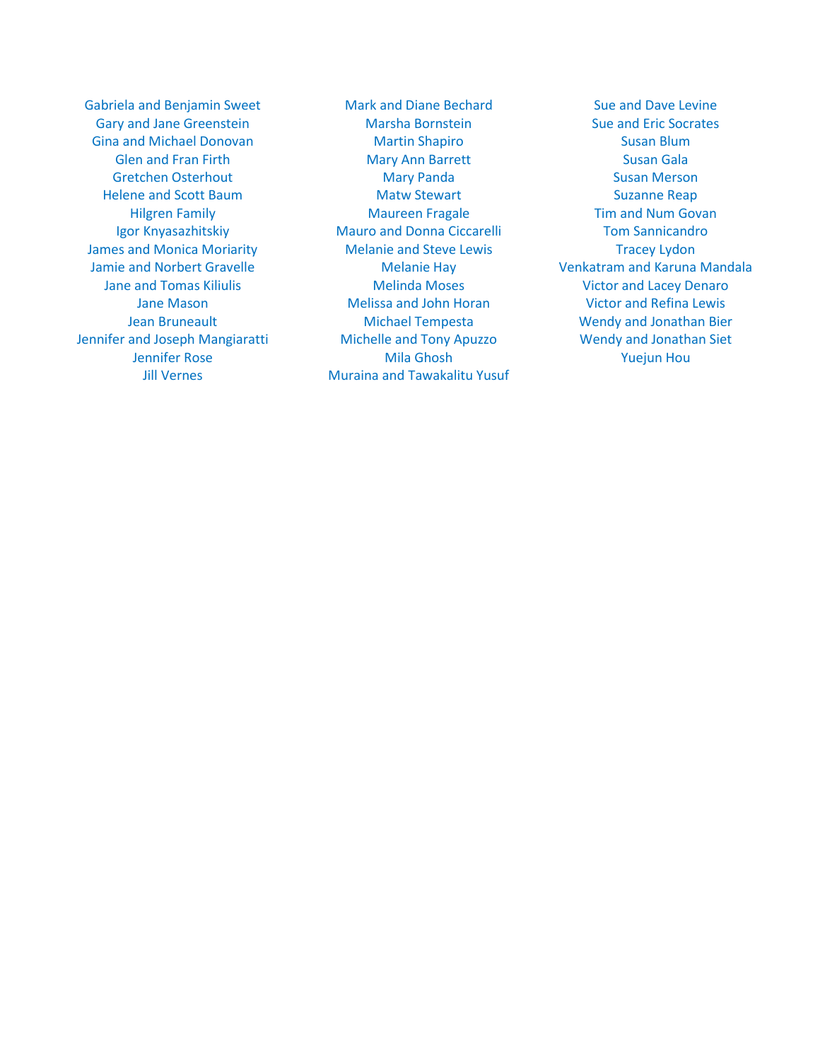Gabriela and Benjamin Sweet
Gary and Jane Greenstein
Gina and Michael Donovan
Glen and Fran Firth
Gretchen Osterhout
Helene and Scott Baum
Hilgren Family
Igor Knyasazhitskiy
James and Monica Moriarity
Jamie and Norbert Gravelle
Jane and Tomas Kiliulis
Jane Mason
Jean Bruneault
Jennifer and Joseph Mangiaratti
Jennifer Rose
Jill Vernes

Mark and Diane Bechard
Marsha Bornstein
Martin Shapiro
Mary Ann Barrett
Mary Panda
Matw Stewart
Maureen Fragale
Mauro and Donna Ciccarelli
Melanie and Steve Lewis
Melanie Hay
Melinda Moses
Melissa and John Horan
Michael Tempesta
Michelle and Tony Apuzzo
Mila Ghosh
Muraina and Tawakalitu Yusuf

Sue and Dave Levine
Sue and Eric Socrates
Susan Blum
Susan Gala
Susan Merson
Suzanne Reap
Tim and Num Govan
Tom Sannicandro
Tracey Lydon
Venkatram and Karuna Mandala
Victor and Lacey Denaro
Victor and Refina Lewis
Wendy and Jonathan Bier
Wendy and Jonathan Siet
Yuejun Hou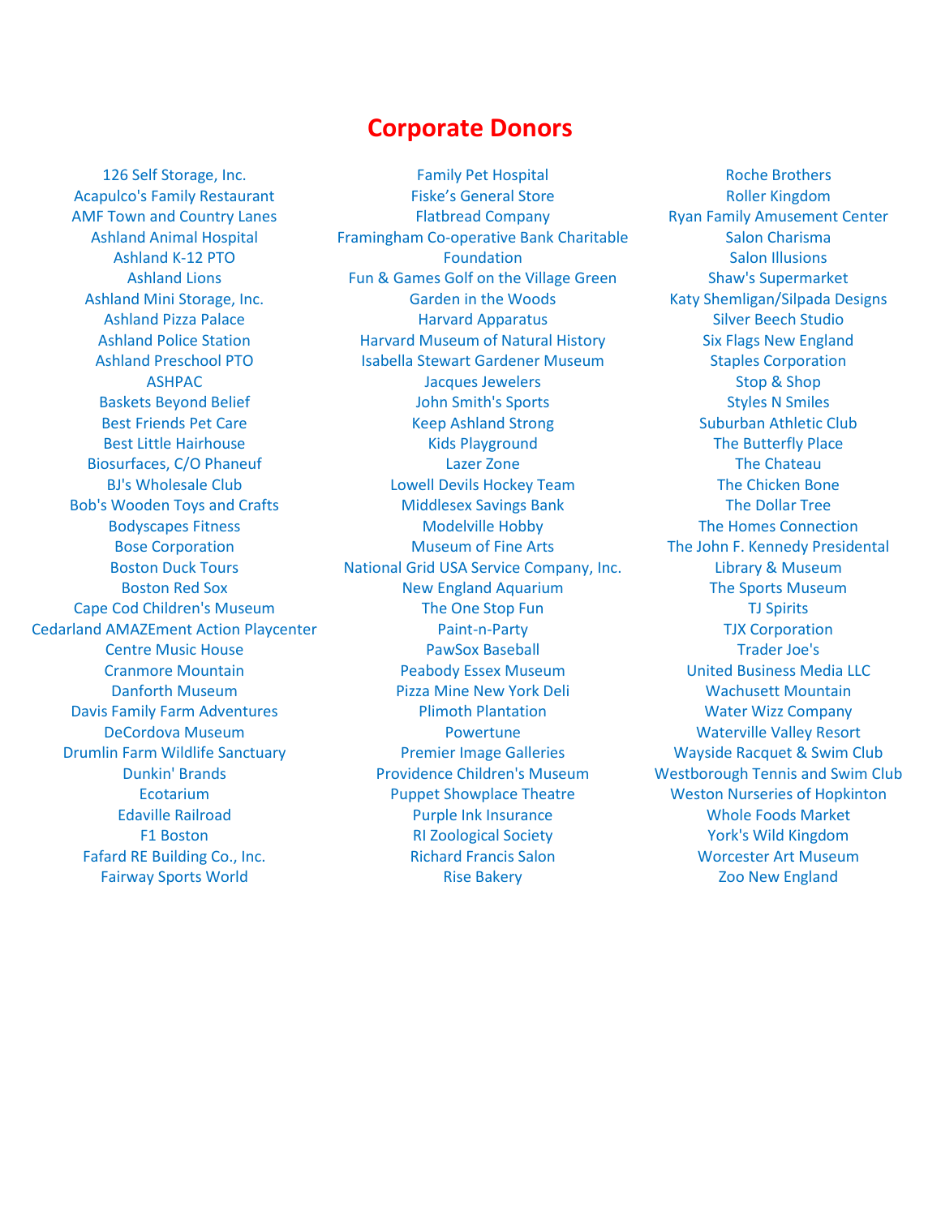# Corporate Donors

126 Self Storage, Inc.
Acapulco's Family Restaurant
AMF Town and Country Lanes
Ashland Animal Hospital
Ashland K-12 PTO
Ashland Lions
Ashland Mini Storage, Inc.
Ashland Pizza Palace
Ashland Police Station
Ashland Preschool PTO
ASHPAC
Baskets Beyond Belief
Best Friends Pet Care
Best Little Hairhouse
Biosurfaces, C/O Phaneuf
BJ's Wholesale Club
Bob's Wooden Toys and Crafts
Bodyscapes Fitness
Bose Corporation
Boston Duck Tours
Boston Red Sox
Cape Cod Children's Museum
Cedarland AMAZEment Action Playcenter
Centre Music House
Cranmore Mountain
Danforth Museum
Davis Family Farm Adventures
DeCordova Museum
Drumlin Farm Wildlife Sanctuary
Dunkin' Brands
Ecotarium
Edaville Railroad
F1 Boston
Fafard RE Building Co., Inc.
Fairway Sports World
Family Pet Hospital
Fiske's General Store
Flatbread Company
Framingham Co-operative Bank Charitable Foundation
Fun & Games Golf on the Village Green
Garden in the Woods
Harvard Apparatus
Harvard Museum of Natural History
Isabella Stewart Gardener Museum
Jacques Jewelers
John Smith's Sports
Keep Ashland Strong
Kids Playground
Lazer Zone
Lowell Devils Hockey Team
Middlesex Savings Bank
Modelville Hobby
Museum of Fine Arts
National Grid USA Service Company, Inc.
New England Aquarium
The One Stop Fun
Paint-n-Party
PawSox Baseball
Peabody Essex Museum
Pizza Mine New York Deli
Plimoth Plantation
Powertune
Premier Image Galleries
Providence Children's Museum
Puppet Showplace Theatre
Purple Ink Insurance
RI Zoological Society
Richard Francis Salon
Rise Bakery
Roche Brothers
Roller Kingdom
Ryan Family Amusement Center
Salon Charisma
Salon Illusions
Shaw's Supermarket
Katy Shemligan/Silpada Designs
Silver Beech Studio
Six Flags New England
Staples Corporation
Stop & Shop
Styles N Smiles
Suburban Athletic Club
The Butterfly Place
The Chateau
The Chicken Bone
The Dollar Tree
The Homes Connection
The John F. Kennedy Presidental Library & Museum
The Sports Museum
TJ Spirits
TJX Corporation
Trader Joe's
United Business Media LLC
Wachusett Mountain
Water Wizz Company
Waterville Valley Resort
Wayside Racquet & Swim Club
Westborough Tennis and Swim Club
Weston Nurseries of Hopkinton
Whole Foods Market
York's Wild Kingdom
Worcester Art Museum
Zoo New England